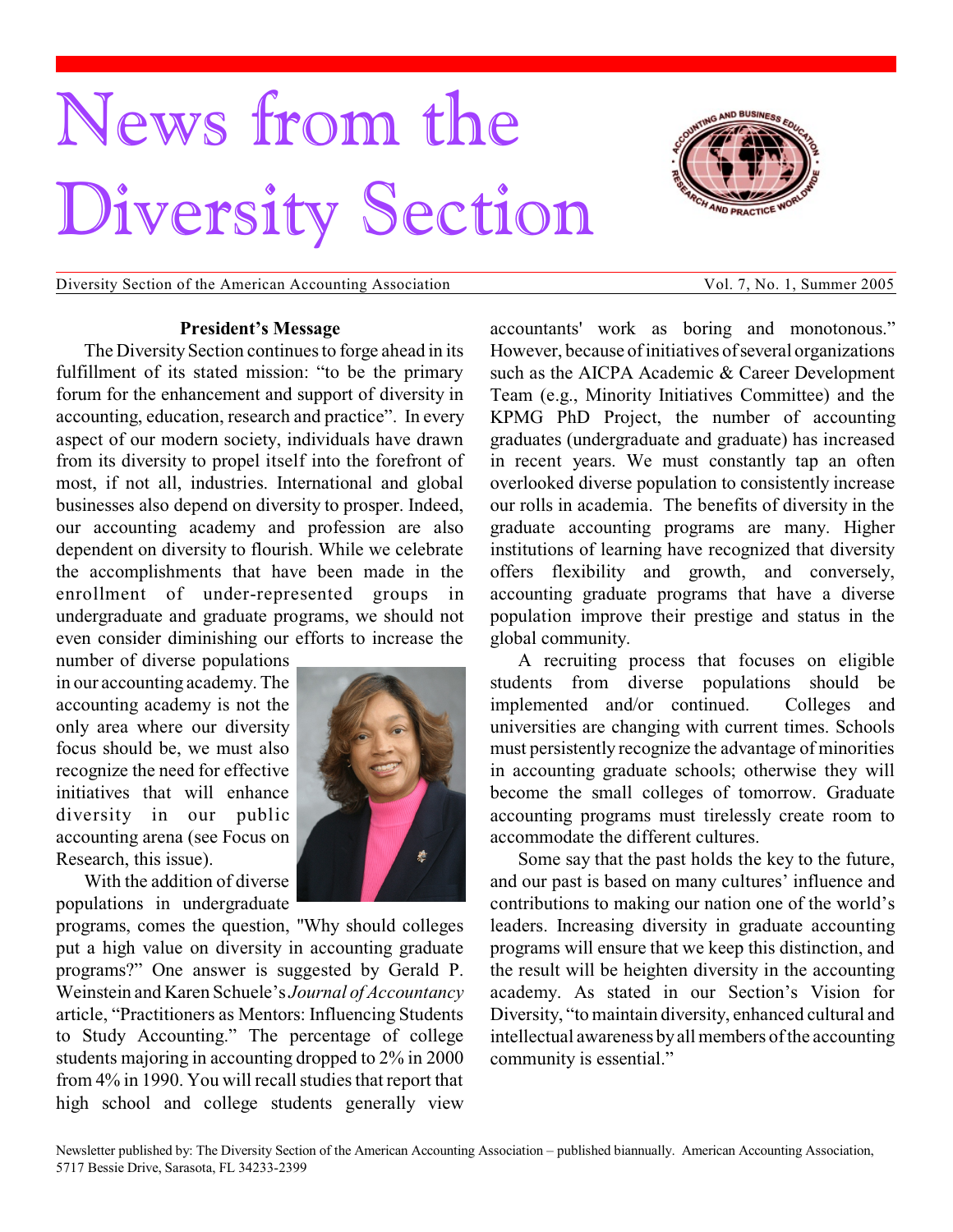# News from the Diversity Section

Diversity Section of the American Accounting Association — Vol. 7, No. 1, Summer 2005

## President's Message

The Diversity Section continues to forge ahead in its fulfillment of its stated mission: "to be the primary forum for the enhancement and support of diversity in accounting, education, research and practice". In every aspect of our modern society, individuals have drawn from its diversity to propel itself into the forefront of most, if not all, industries. International and global businesses also depend on diversity to prosper. Indeed, our accounting academy and profession are also dependent on diversity to flourish. While we celebrate the accomplishments that have been made in the enrollment of under-represented groups in undergraduate and graduate programs, we should not even consider diminishing our efforts to increase the number of diverse populations in our accounting academy. The accounting academy is not the only area where our diversity focus should be, we must also recognize the need for effective initiatives that will enhance diversity in our public accounting arena (see Focus on Research, this issue).

With the addition of diverse populations in undergraduate programs, comes the question, "Why should colleges put a high value on diversity in accounting graduate programs?" One answer is suggested by Gerald P. Weinstein and Karen Schuele's *Journal of Accountancy* article, "Practitioners as Mentors: Influencing Students to Study Accounting." The percentage of college students majoring in accounting dropped to 2% in 2000 from 4% in 1990. You will recall studies that report that high school and college students generally view accountants' work as boring and monotonous." However, because of initiatives of several organizations such as the AICPA Academic & Career Development Team (e.g., Minority Initiatives Committee) and the KPMG PhD Project, the number of accounting graduates (undergraduate and graduate) has increased in recent years. We must constantly tap an often overlooked diverse population to consistently increase our rolls in academia. The benefits of diversity in the graduate accounting programs are many. Higher institutions of learning have recognized that diversity offers flexibility and growth, and conversely, accounting graduate programs that have a diverse population improve their prestige and status in the global community.

A recruiting process that focuses on eligible students from diverse populations should be implemented and/or continued. Colleges and universities are changing with current times. Schools must persistently recognize the advantage of minorities in accounting graduate schools; otherwise they will become the small colleges of tomorrow. Graduate accounting programs must tirelessly create room to accommodate the different cultures.

Some say that the past holds the key to the future, and our past is based on many cultures' influence and contributions to making our nation one of the world's leaders. Increasing diversity in graduate accounting programs will ensure that we keep this distinction, and the result will be heighten diversity in the accounting academy. As stated in our Section's Vision for Diversity, "to maintain diversity, enhanced cultural and intellectual awareness by all members of the accounting community is essential."

Newsletter published by: The Diversity Section of the American Accounting Association – published biannually. American Accounting Association, 5717 Bessie Drive, Sarasota, FL 34233-2399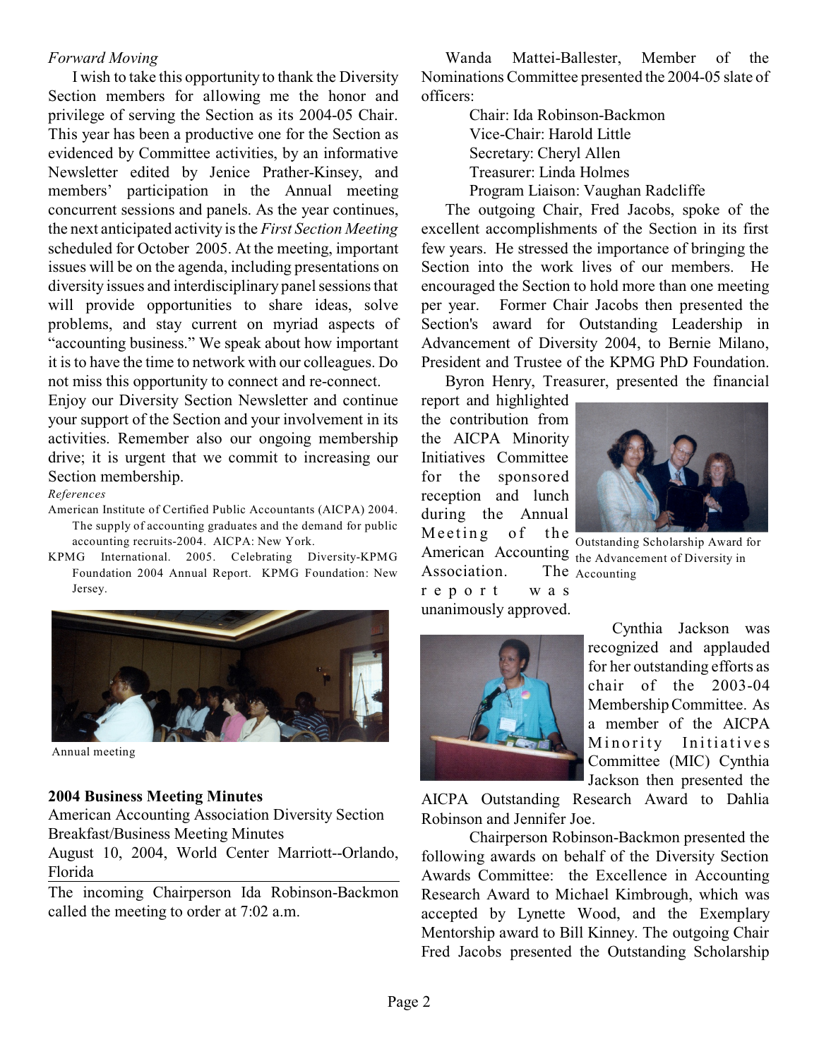*Forward Moving*

I wish to take this opportunity to thank the Diversity Section members for allowing me the honor and privilege of serving the Section as its 2004-05 Chair. This year has been a productive one for the Section as evidenced by Committee activities, by an informative Newsletter edited by Jenice Prather-Kinsey, and members' participation in the Annual meeting concurrent sessions and panels. As the year continues, the next anticipated activity is the *First Section Meeting* scheduled for October 2005. At the meeting, important issues will be on the agenda, including presentations on diversity issues and interdisciplinary panel sessions that will provide opportunities to share ideas, solve problems, and stay current on myriad aspects of "accounting business." We speak about how important it is to have the time to network with our colleagues. Do not miss this opportunity to connect and re-connect.

Enjoy our Diversity Section Newsletter and continue your support of the Section and your involvement in its activities. Remember also our ongoing membership drive; it is urgent that we commit to increasing our Section membership.

*References*

American Institute of Certified Public Accountants (AICPA) 2004. The supply of accounting graduates and the demand for public accounting recruits-2004. AICPA: New York.

KPMG International. 2005. Celebrating Diversity-KPMG Foundation 2004 Annual Report. KPMG Foundation: New Jersey.

Annual meeting

**2004 Business Meeting Minutes**

American Accounting Association Diversity Section Breakfast/Business Meeting Minutes

August 10, 2004, World Center Marriott--Orlando, Florida

The incoming Chairperson Ida Robinson-Backmon called the meeting to order at 7:02 a.m.

Wanda Mattei-Ballester, Member of the Nominations Committee presented the 2004-05 slate of officers:

Chair: Ida Robinson-Backmon
Vice-Chair: Harold Little
Secretary: Cheryl Allen
Treasurer: Linda Holmes
Program Liaison: Vaughan Radcliffe

The outgoing Chair, Fred Jacobs, spoke of the excellent accomplishments of the Section in its first few years. He stressed the importance of bringing the Section into the work lives of our members. He encouraged the Section to hold more than one meeting per year. Former Chair Jacobs then presented the Section's award for Outstanding Leadership in Advancement of Diversity 2004, to Bernie Milano, President and Trustee of the KPMG PhD Foundation.

Byron Henry, Treasurer, presented the financial report and highlighted the contribution from the AICPA Minority Initiatives Committee for the sponsored reception and lunch during the Annual Meeting of the American Accounting Association. The report was unanimously approved.

Outstanding Scholarship Award for the Advancement of Diversity in Accounting

Cynthia Jackson was recognized and applauded for her outstanding efforts as chair of the 2003-04 Membership Committee. As a member of the AICPA Minority Initiatives Committee (MIC) Cynthia Jackson then presented the AICPA Outstanding Research Award to Dahlia Robinson and Jennifer Joe.

Chairperson Robinson-Backmon presented the following awards on behalf of the Diversity Section Awards Committee: the Excellence in Accounting Research Award to Michael Kimbrough, which was accepted by Lynette Wood, and the Exemplary Mentorship award to Bill Kinney. The outgoing Chair Fred Jacobs presented the Outstanding Scholarship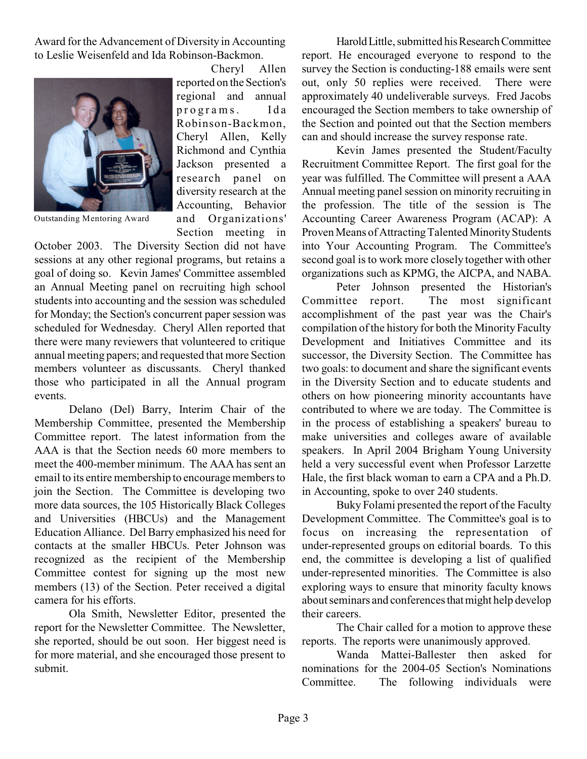Award for the Advancement of Diversity in Accounting to Leslie Weisenfeld and Ida Robinson-Backmon.

Outstanding Mentoring Award

Cheryl Allen reported on the Section's regional and annual programs. Ida Robinson-Backmon, Cheryl Allen, Kelly Richmond and Cynthia Jackson presented a research panel on diversity research at the Accounting, Behavior and Organizations' Section meeting in October 2003. The Diversity Section did not have sessions at any other regional programs, but retains a goal of doing so. Kevin James' Committee assembled an Annual Meeting panel on recruiting high school students into accounting and the session was scheduled for Monday; the Section's concurrent paper session was scheduled for Wednesday. Cheryl Allen reported that there were many reviewers that volunteered to critique annual meeting papers; and requested that more Section members volunteer as discussants. Cheryl thanked those who participated in all the Annual program events.

Delano (Del) Barry, Interim Chair of the Membership Committee, presented the Membership Committee report. The latest information from the AAA is that the Section needs 60 more members to meet the 400-member minimum. The AAA has sent an email to its entire membership to encourage members to join the Section. The Committee is developing two more data sources, the 105 Historically Black Colleges and Universities (HBCUs) and the Management Education Alliance. Del Barry emphasized his need for contacts at the smaller HBCUs. Peter Johnson was recognized as the recipient of the Membership Committee contest for signing up the most new members (13) of the Section. Peter received a digital camera for his efforts.

Ola Smith, Newsletter Editor, presented the report for the Newsletter Committee. The Newsletter, she reported, should be out soon. Her biggest need is for more material, and she encouraged those present to submit.

Harold Little, submitted his Research Committee report. He encouraged everyone to respond to the survey the Section is conducting-188 emails were sent out, only 50 replies were received. There were approximately 40 undeliverable surveys. Fred Jacobs encouraged the Section members to take ownership of the Section and pointed out that the Section members can and should increase the survey response rate.

Kevin James presented the Student/Faculty Recruitment Committee Report. The first goal for the year was fulfilled. The Committee will present a AAA Annual meeting panel session on minority recruiting in the profession. The title of the session is The Accounting Career Awareness Program (ACAP): A Proven Means of Attracting Talented Minority Students into Your Accounting Program. The Committee's second goal is to work more closely together with other organizations such as KPMG, the AICPA, and NABA.

Peter Johnson presented the Historian's Committee report. The most significant accomplishment of the past year was the Chair's compilation of the history for both the Minority Faculty Development and Initiatives Committee and its successor, the Diversity Section. The Committee has two goals: to document and share the significant events in the Diversity Section and to educate students and others on how pioneering minority accountants have contributed to where we are today. The Committee is in the process of establishing a speakers' bureau to make universities and colleges aware of available speakers. In April 2004 Brigham Young University held a very successful event when Professor Larzette Hale, the first black woman to earn a CPA and a Ph.D. in Accounting, spoke to over 240 students.

Buky Folami presented the report of the Faculty Development Committee. The Committee's goal is to focus on increasing the representation of under-represented groups on editorial boards. To this end, the committee is developing a list of qualified under-represented minorities. The Committee is also exploring ways to ensure that minority faculty knows about seminars and conferences that might help develop their careers.

The Chair called for a motion to approve these reports. The reports were unanimously approved.

Wanda Mattei-Ballester then asked for nominations for the 2004-05 Section's Nominations Committee. The following individuals were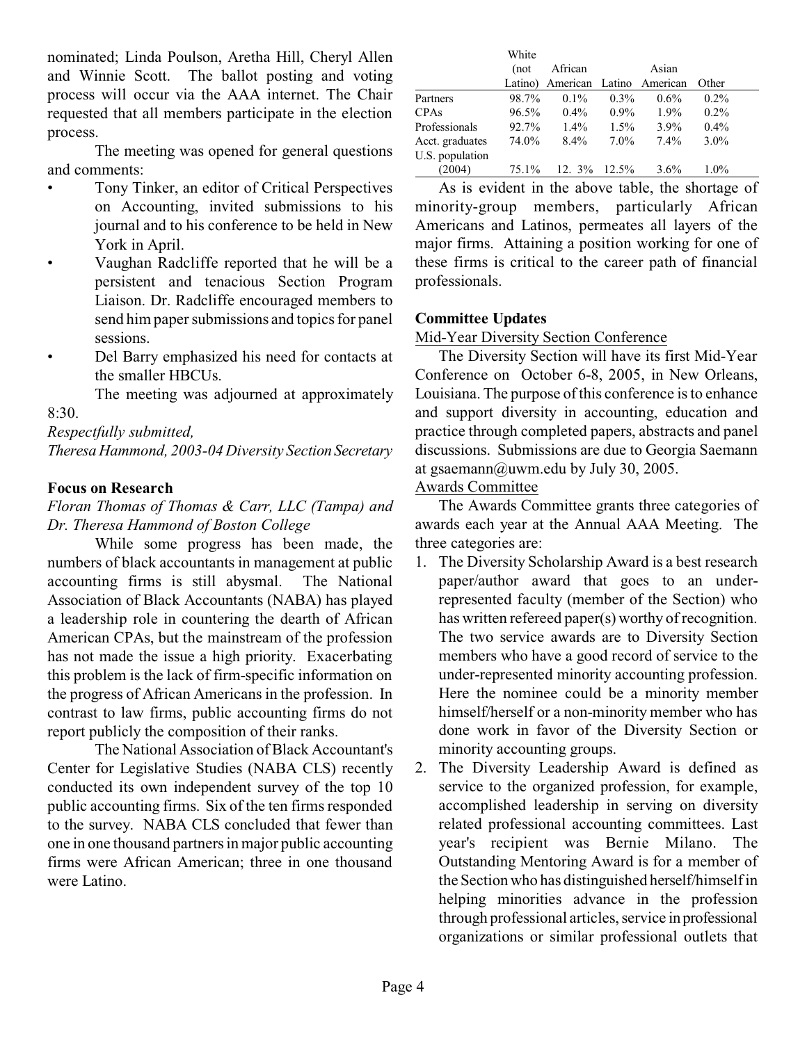nominated; Linda Poulson, Aretha Hill, Cheryl Allen and Winnie Scott. The ballot posting and voting process will occur via the AAA internet. The Chair requested that all members participate in the election process.

The meeting was opened for general questions and comments:

- Tony Tinker, an editor of Critical Perspectives on Accounting, invited submissions to his journal and to his conference to be held in New York in April.
- Vaughan Radcliffe reported that he will be a persistent and tenacious Section Program Liaison. Dr. Radcliffe encouraged members to send him paper submissions and topics for panel sessions.
- Del Barry emphasized his need for contacts at the smaller HBCUs.

The meeting was adjourned at approximately 8:30.

*Respectfully submitted,*
*Theresa Hammond, 2003-04 Diversity Section Secretary*

**Focus on Research**

*Floran Thomas of Thomas & Carr, LLC (Tampa) and Dr. Theresa Hammond of Boston College*

While some progress has been made, the numbers of black accountants in management at public accounting firms is still abysmal. The National Association of Black Accountants (NABA) has played a leadership role in countering the dearth of African American CPAs, but the mainstream of the profession has not made the issue a high priority. Exacerbating this problem is the lack of firm-specific information on the progress of African Americans in the profession. In contrast to law firms, public accounting firms do not report publicly the composition of their ranks.

The National Association of Black Accountant's Center for Legislative Studies (NABA CLS) recently conducted its own independent survey of the top 10 public accounting firms. Six of the ten firms responded to the survey. NABA CLS concluded that fewer than one in one thousand partners in major public accounting firms were African American; three in one thousand were Latino.

| | White (not Latino) | African American | Latino | Asian American | Other |
|---|---|---|---|---|---|
| Partners | 98.7% | 0.1% | 0.3% | 0.6% | 0.2% |
| CPAs | 96.5% | 0.4% | 0.9% | 1.9% | 0.2% |
| Professionals | 92.7% | 1.4% | 1.5% | 3.9% | 0.4% |
| Acct. graduates | 74.0% | 8.4% | 7.0% | 7.4% | 3.0% |
| U.S. population (2004) | 75.1% | 12. 3% | 12.5% | 3.6% | 1.0% |

As is evident in the above table, the shortage of minority-group members, particularly African Americans and Latinos, permeates all layers of the major firms. Attaining a position working for one of these firms is critical to the career path of financial professionals.

**Committee Updates**

Mid-Year Diversity Section Conference

The Diversity Section will have its first Mid-Year Conference on October 6-8, 2005, in New Orleans, Louisiana. The purpose of this conference is to enhance and support diversity in accounting, education and practice through completed papers, abstracts and panel discussions. Submissions are due to Georgia Saemann at gsaemann@uwm.edu by July 30, 2005.

Awards Committee

The Awards Committee grants three categories of awards each year at the Annual AAA Meeting. The three categories are:

1. The Diversity Scholarship Award is a best research paper/author award that goes to an under-represented faculty (member of the Section) who has written refereed paper(s) worthy of recognition. The two service awards are to Diversity Section members who have a good record of service to the under-represented minority accounting profession. Here the nominee could be a minority member himself/herself or a non-minority member who has done work in favor of the Diversity Section or minority accounting groups.
2. The Diversity Leadership Award is defined as service to the organized profession, for example, accomplished leadership in serving on diversity related professional accounting committees. Last year's recipient was Bernie Milano. The Outstanding Mentoring Award is for a member of the Section who has distinguished herself/himself in helping minorities advance in the profession through professional articles, service in professional organizations or similar professional outlets that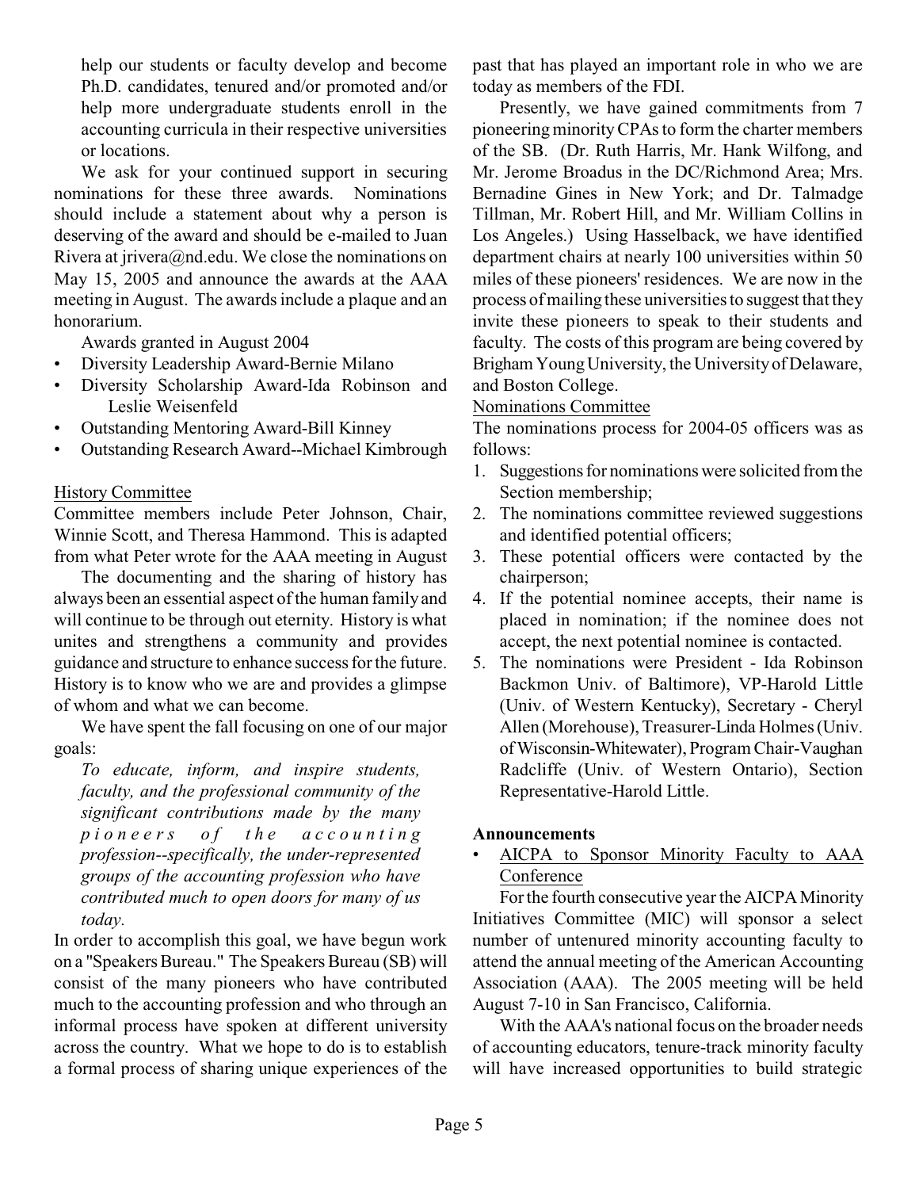help our students or faculty develop and become Ph.D. candidates, tenured and/or promoted and/or help more undergraduate students enroll in the accounting curricula in their respective universities or locations.

We ask for your continued support in securing nominations for these three awards. Nominations should include a statement about why a person is deserving of the award and should be e-mailed to Juan Rivera at jrivera@nd.edu. We close the nominations on May 15, 2005 and announce the awards at the AAA meeting in August. The awards include a plaque and an honorarium.

Awards granted in August 2004

- Diversity Leadership Award-Bernie Milano
- Diversity Scholarship Award-Ida Robinson and Leslie Weisenfeld
- Outstanding Mentoring Award-Bill Kinney
- Outstanding Research Award--Michael Kimbrough

History Committee

Committee members include Peter Johnson, Chair, Winnie Scott, and Theresa Hammond. This is adapted from what Peter wrote for the AAA meeting in August

The documenting and the sharing of history has always been an essential aspect of the human family and will continue to be through out eternity. History is what unites and strengthens a community and provides guidance and structure to enhance success for the future. History is to know who we are and provides a glimpse of whom and what we can become.

We have spent the fall focusing on one of our major goals:

*To educate, inform, and inspire students, faculty, and the professional community of the significant contributions made by the many pioneers of the accounting profession--specifically, the under-represented groups of the accounting profession who have contributed much to open doors for many of us today.*

In order to accomplish this goal, we have begun work on a "Speakers Bureau." The Speakers Bureau (SB) will consist of the many pioneers who have contributed much to the accounting profession and who through an informal process have spoken at different university across the country. What we hope to do is to establish a formal process of sharing unique experiences of the past that has played an important role in who we are today as members of the FDI.

Presently, we have gained commitments from 7 pioneering minority CPAs to form the charter members of the SB. (Dr. Ruth Harris, Mr. Hank Wilfong, and Mr. Jerome Broadus in the DC/Richmond Area; Mrs. Bernadine Gines in New York; and Dr. Talmadge Tillman, Mr. Robert Hill, and Mr. William Collins in Los Angeles.) Using Hasselback, we have identified department chairs at nearly 100 universities within 50 miles of these pioneers' residences. We are now in the process of mailing these universities to suggest that they invite these pioneers to speak to their students and faculty. The costs of this program are being covered by Brigham Young University, the University of Delaware, and Boston College.

Nominations Committee

The nominations process for 2004-05 officers was as follows:

1. Suggestions for nominations were solicited from the Section membership;
2. The nominations committee reviewed suggestions and identified potential officers;
3. These potential officers were contacted by the chairperson;
4. If the potential nominee accepts, their name is placed in nomination; if the nominee does not accept, the next potential nominee is contacted.
5. The nominations were President - Ida Robinson Backmon Univ. of Baltimore), VP-Harold Little (Univ. of Western Kentucky), Secretary - Cheryl Allen (Morehouse), Treasurer-Linda Holmes (Univ. of Wisconsin-Whitewater), Program Chair-Vaughan Radcliffe (Univ. of Western Ontario), Section Representative-Harold Little.

**Announcements**

- AICPA to Sponsor Minority Faculty to AAA Conference

For the fourth consecutive year the AICPA Minority Initiatives Committee (MIC) will sponsor a select number of untenured minority accounting faculty to attend the annual meeting of the American Accounting Association (AAA). The 2005 meeting will be held August 7-10 in San Francisco, California.

With the AAA's national focus on the broader needs of accounting educators, tenure-track minority faculty will have increased opportunities to build strategic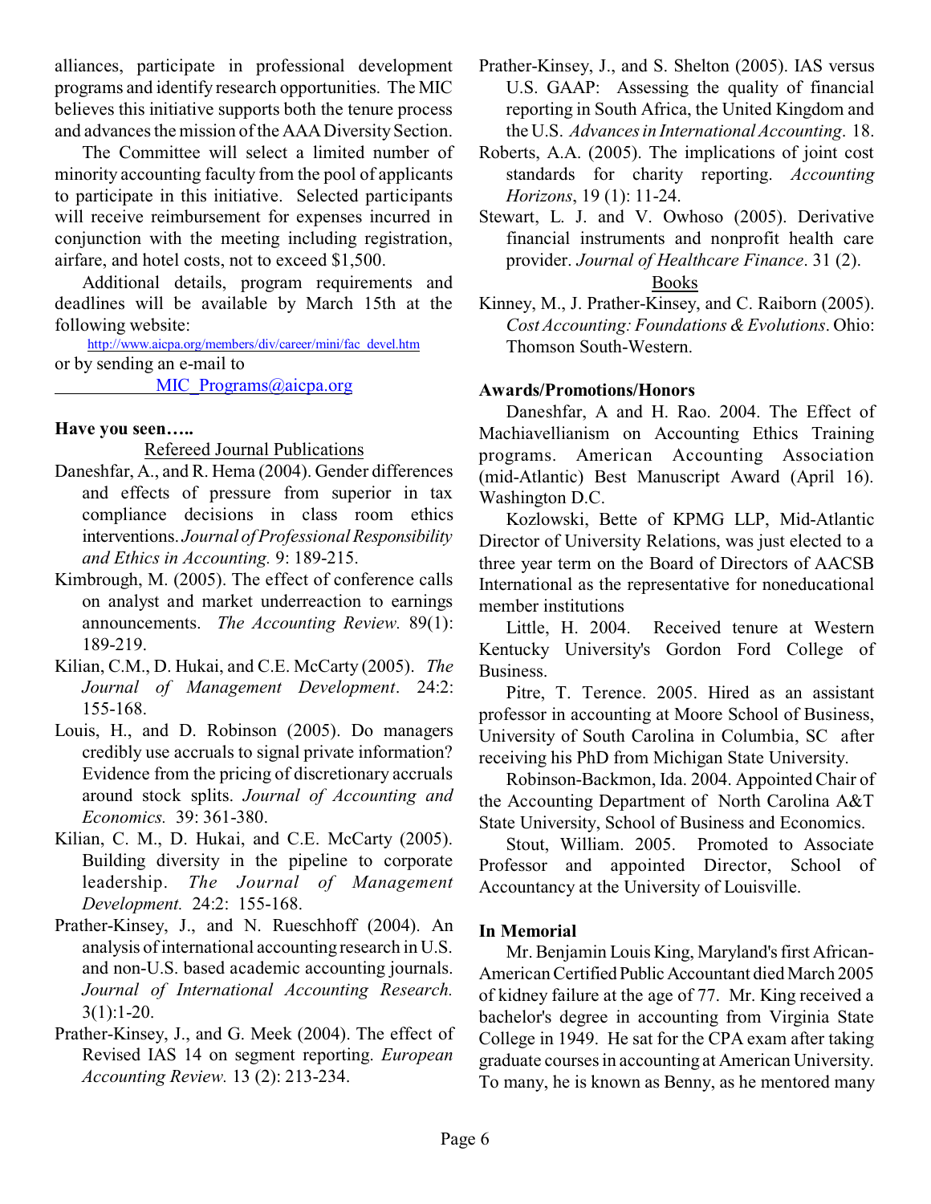alliances, participate in professional development programs and identify research opportunities. The MIC believes this initiative supports both the tenure process and advances the mission of the AAA Diversity Section.

The Committee will select a limited number of minority accounting faculty from the pool of applicants to participate in this initiative. Selected participants will receive reimbursement for expenses incurred in conjunction with the meeting including registration, airfare, and hotel costs, not to exceed $1,500.

Additional details, program requirements and deadlines will be available by March 15th at the following website:

http://www.aicpa.org/members/div/career/mini/fac_devel.htm

or by sending an e-mail to

MIC_Programs@aicpa.org

**Have you seen…..**

Refereed Journal Publications

Daneshfar, A., and R. Hema (2004). Gender differences and effects of pressure from superior in tax compliance decisions in class room ethics interventions. *Journal of Professional Responsibility and Ethics in Accounting.* 9: 189-215.

Kimbrough, M. (2005). The effect of conference calls on analyst and market underreaction to earnings announcements. *The Accounting Review.* 89(1): 189-219.

Kilian, C.M., D. Hukai, and C.E. McCarty (2005). *The Journal of Management Development*. 24:2: 155-168.

Louis, H., and D. Robinson (2005). Do managers credibly use accruals to signal private information? Evidence from the pricing of discretionary accruals around stock splits. *Journal of Accounting and Economics.* 39: 361-380.

Kilian, C. M., D. Hukai, and C.E. McCarty (2005). Building diversity in the pipeline to corporate leadership. *The Journal of Management Development.* 24:2: 155-168.

Prather-Kinsey, J., and N. Rueschhoff (2004). An analysis of international accounting research in U.S. and non-U.S. based academic accounting journals. *Journal of International Accounting Research.* 3(1):1-20.

Prather-Kinsey, J., and G. Meek (2004). The effect of Revised IAS 14 on segment reporting. *European Accounting Review.* 13 (2): 213-234.

Prather-Kinsey, J., and S. Shelton (2005). IAS versus U.S. GAAP: Assessing the quality of financial reporting in South Africa, the United Kingdom and the U.S. *Advances in International Accounting*. 18.

Roberts, A.A. (2005). The implications of joint cost standards for charity reporting. *Accounting Horizons*, 19 (1): 11-24.

Stewart, L. J. and V. Owhoso (2005). Derivative financial instruments and nonprofit health care provider. *Journal of Healthcare Finance*. 31 (2).

Books

Kinney, M., J. Prather-Kinsey, and C. Raiborn (2005). *Cost Accounting: Foundations & Evolutions*. Ohio: Thomson South-Western.

**Awards/Promotions/Honors**

Daneshfar, A and H. Rao. 2004. The Effect of Machiavellianism on Accounting Ethics Training programs. American Accounting Association (mid-Atlantic) Best Manuscript Award (April 16). Washington D.C.

Kozlowski, Bette of KPMG LLP, Mid-Atlantic Director of University Relations, was just elected to a three year term on the Board of Directors of AACSB International as the representative for noneducational member institutions

Little, H. 2004. Received tenure at Western Kentucky University's Gordon Ford College of Business.

Pitre, T. Terence. 2005. Hired as an assistant professor in accounting at Moore School of Business, University of South Carolina in Columbia, SC after receiving his PhD from Michigan State University.

Robinson-Backmon, Ida. 2004. Appointed Chair of the Accounting Department of North Carolina A&T State University, School of Business and Economics.

Stout, William. 2005. Promoted to Associate Professor and appointed Director, School of Accountancy at the University of Louisville.

**In Memorial**

Mr. Benjamin Louis King, Maryland's first African-American Certified Public Accountant died March 2005 of kidney failure at the age of 77. Mr. King received a bachelor's degree in accounting from Virginia State College in 1949. He sat for the CPA exam after taking graduate courses in accounting at American University. To many, he is known as Benny, as he mentored many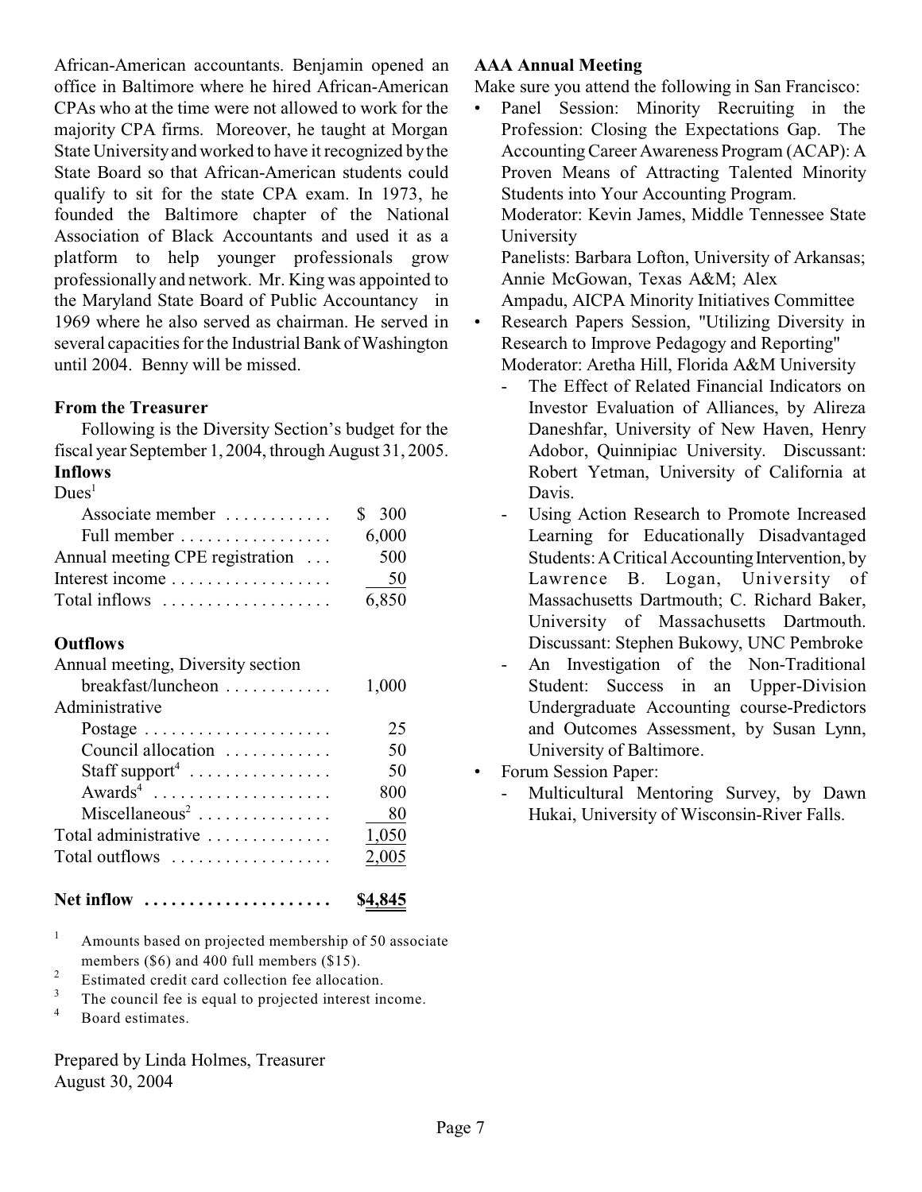African-American accountants. Benjamin opened an office in Baltimore where he hired African-American CPAs who at the time were not allowed to work for the majority CPA firms. Moreover, he taught at Morgan State University and worked to have it recognized by the State Board so that African-American students could qualify to sit for the state CPA exam. In 1973, he founded the Baltimore chapter of the National Association of Black Accountants and used it as a platform to help younger professionals grow professionally and network. Mr. King was appointed to the Maryland State Board of Public Accountancy in 1969 where he also served as chairman. He served in several capacities for the Industrial Bank of Washington until 2004. Benny will be missed.

**From the Treasurer**

Following is the Diversity Section's budget for the fiscal year September 1, 2004, through August 31, 2005.

| | |
|---|---|
| **Inflows** | |
| Dues[1] | |
| Associate member | $ 300 |
| Full member | 6,000 |
| Annual meeting CPE registration | 500 |
| Interest income | 50 |
| Total inflows | 6,850 |
| | |
| **Outflows** | |
| Annual meeting, Diversity section breakfast/luncheon | 1,000 |
| Administrative | |
| Postage | 25 |
| Council allocation | 50 |
| Staff support[4] | 50 |
| Awards[4] | 800 |
| Miscellaneous[2] | 80 |
| Total administrative | 1,050 |
| Total outflows | 2,005 |
| | |
| **Net inflow** | **$4,845** |

[1] Amounts based on projected membership of 50 associate members ($6) and 400 full members ($15).
[2] Estimated credit card collection fee allocation.
[3] The council fee is equal to projected interest income.
[4] Board estimates.

Prepared by Linda Holmes, Treasurer
August 30, 2004

**AAA Annual Meeting**

Make sure you attend the following in San Francisco:

- Panel Session: Minority Recruiting in the Profession: Closing the Expectations Gap. The Accounting Career Awareness Program (ACAP): A Proven Means of Attracting Talented Minority Students into Your Accounting Program.
  Moderator: Kevin James, Middle Tennessee State University
  Panelists: Barbara Lofton, University of Arkansas; Annie McGowan, Texas A&M; Alex Ampadu, AICPA Minority Initiatives Committee
- Research Papers Session, "Utilizing Diversity in Research to Improve Pedagogy and Reporting"
  Moderator: Aretha Hill, Florida A&M University
  - The Effect of Related Financial Indicators on Investor Evaluation of Alliances, by Alireza Daneshfar, University of New Haven, Henry Adobor, Quinnipiac University. Discussant: Robert Yetman, University of California at Davis.
  - Using Action Research to Promote Increased Learning for Educationally Disadvantaged Students: A Critical Accounting Intervention, by Lawrence B. Logan, University of Massachusetts Dartmouth; C. Richard Baker, University of Massachusetts Dartmouth. Discussant: Stephen Bukowy, UNC Pembroke
  - An Investigation of the Non-Traditional Student: Success in an Upper-Division Undergraduate Accounting course-Predictors and Outcomes Assessment, by Susan Lynn, University of Baltimore.
- Forum Session Paper:
  - Multicultural Mentoring Survey, by Dawn Hukai, University of Wisconsin-River Falls.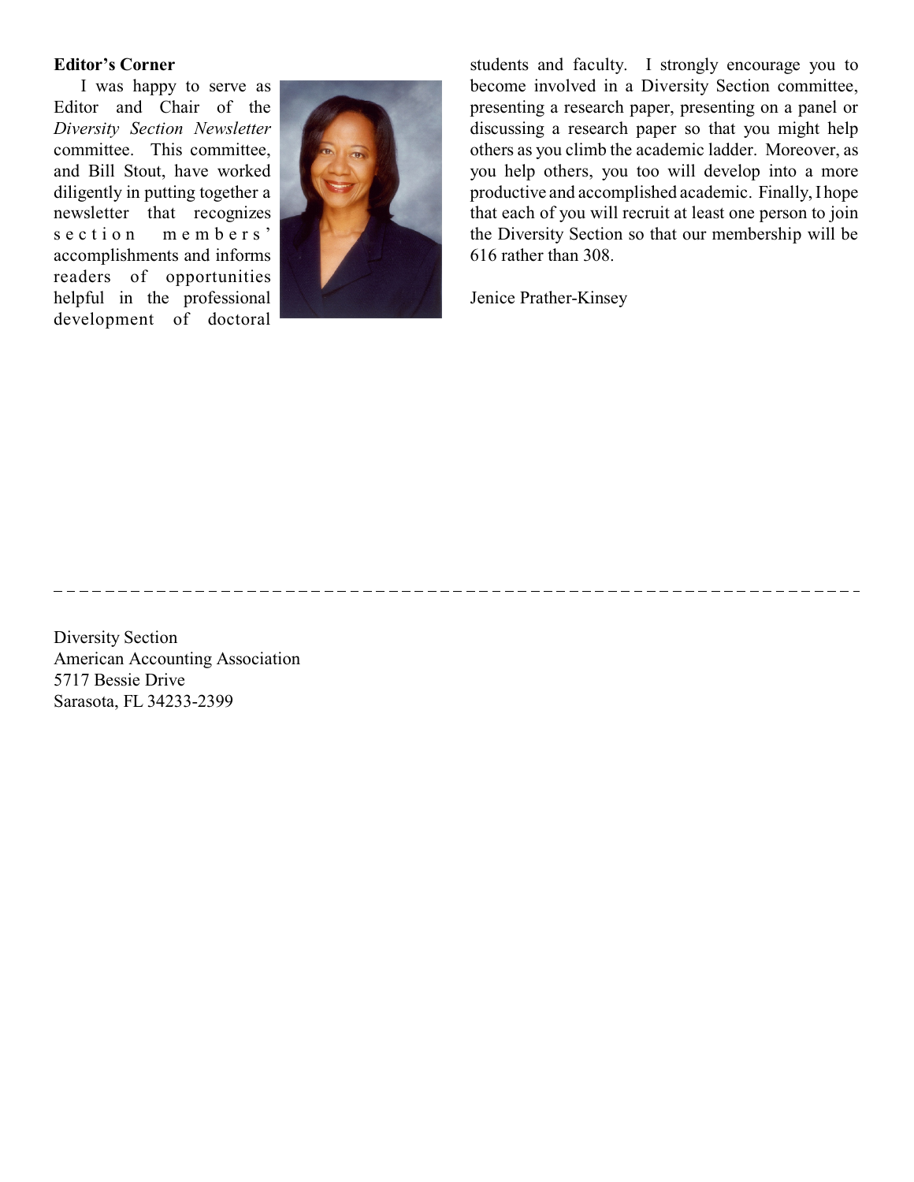**Editor's Corner**

I was happy to serve as Editor and Chair of the *Diversity Section Newsletter* committee. This committee, and Bill Stout, have worked diligently in putting together a newsletter that recognizes section members' accomplishments and informs readers of opportunities helpful in the professional development of doctoral students and faculty. I strongly encourage you to become involved in a Diversity Section committee, presenting a research paper, presenting on a panel or discussing a research paper so that you might help others as you climb the academic ladder. Moreover, as you help others, you too will develop into a more productive and accomplished academic. Finally, I hope that each of you will recruit at least one person to join the Diversity Section so that our membership will be 616 rather than 308.

Jenice Prather-Kinsey

---

Diversity Section
American Accounting Association
5717 Bessie Drive
Sarasota, FL 34233-2399